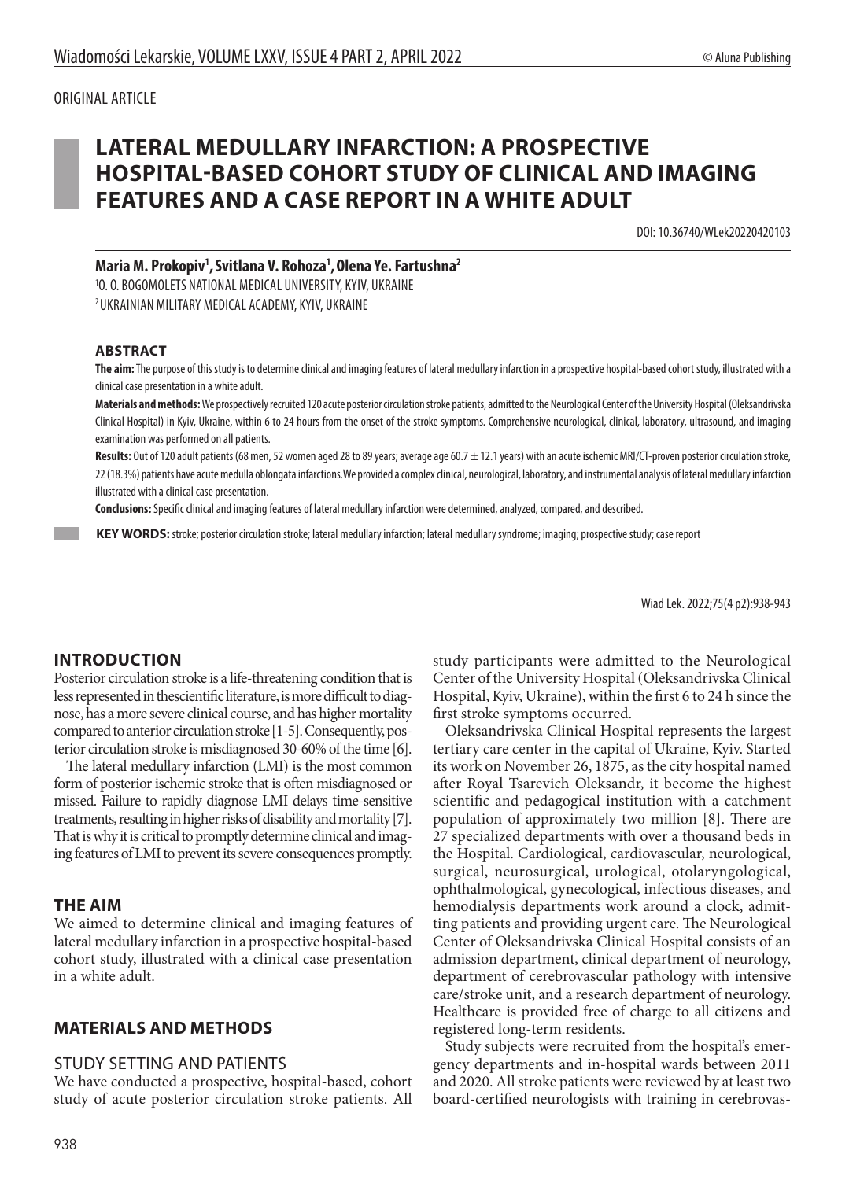ORIGINAL ARTICLE

# LATERAL MEDULLARY INFARCTION: A PROSPECTIVE HOSPITAL-BASED COHORT STUDY OF CLINICAL AND IMAGING FEATURES AND A CASE REPORT IN A WHITE ADULT

DOI: 10.36740/WLek20220420103

**Maria M. Prokopiv[1], Svitlana V. Rohoza[1], Olena Ye. Fartushna[2]**

[1] O. O. BOGOMOLETS NATIONAL MEDICAL UNIVERSITY, KYIV, UKRAINE
[2] UKRAINIAN MILITARY MEDICAL ACADEMY, KYIV, UKRAINE

## ABSTRACT

**The aim:** The purpose of this study is to determine clinical and imaging features of lateral medullary infarction in a prospective hospital-based cohort study, illustrated with a clinical case presentation in a white adult.

**Materials and methods:** We prospectively recruited 120 acute posterior circulation stroke patients, admitted to the Neurological Center of the University Hospital (Oleksandrivska Clinical Hospital) in Kyiv, Ukraine, within 6 to 24 hours from the onset of the stroke symptoms. Comprehensive neurological, clinical, laboratory, ultrasound, and imaging examination was performed on all patients.

**Results:** Out of 120 adult patients (68 men, 52 women aged 28 to 89 years; average age 60.7 ± 12.1 years) with an acute ischemic MRI/CT-proven posterior circulation stroke, 22 (18.3%) patients have acute medulla oblongata infarctions. We provided a complex clinical, neurological, laboratory, and instrumental analysis of lateral medullary infarction illustrated with a clinical case presentation.

**Conclusions:** Specific clinical and imaging features of lateral medullary infarction were determined, analyzed, compared, and described.

**KEY WORDS:** stroke; posterior circulation stroke; lateral medullary infarction; lateral medullary syndrome; imaging; prospective study; case report

Wiad Lek. 2022;75(4 p2):938-943

## INTRODUCTION

Posterior circulation stroke is a life-threatening condition that is less represented in thescientific literature, is more difficult to diagnose, has a more severe clinical course, and has higher mortality compared to anterior circulation stroke [1-5]. Consequently, posterior circulation stroke is misdiagnosed 30-60% of the time [6].

The lateral medullary infarction (LMI) is the most common form of posterior ischemic stroke that is often misdiagnosed or missed. Failure to rapidly diagnose LMI delays time-sensitive treatments, resulting in higher risks of disability and mortality [7]. That is why it is critical to promptly determine clinical and imaging features of LMI to prevent its severe consequences promptly.

## THE AIM

We aimed to determine clinical and imaging features of lateral medullary infarction in a prospective hospital-based cohort study, illustrated with a clinical case presentation in a white adult.

## MATERIALS AND METHODS

### STUDY SETTING AND PATIENTS

We have conducted a prospective, hospital-based, cohort study of acute posterior circulation stroke patients. All study participants were admitted to the Neurological Center of the University Hospital (Oleksandrivska Clinical Hospital, Kyiv, Ukraine), within the first 6 to 24 h since the first stroke symptoms occurred.

Oleksandrivska Clinical Hospital represents the largest tertiary care center in the capital of Ukraine, Kyiv. Started its work on November 26, 1875, as the city hospital named after Royal Tsarevich Oleksandr, it become the highest scientific and pedagogical institution with a catchment population of approximately two million [8]. There are 27 specialized departments with over a thousand beds in the Hospital. Cardiological, cardiovascular, neurological, surgical, neurosurgical, urological, otolaryngological, ophthalmological, gynecological, infectious diseases, and hemodialysis departments work around a clock, admitting patients and providing urgent care. The Neurological Center of Oleksandrivska Clinical Hospital consists of an admission department, clinical department of neurology, department of cerebrovascular pathology with intensive care/stroke unit, and a research department of neurology. Healthcare is provided free of charge to all citizens and registered long-term residents.

Study subjects were recruited from the hospital's emergency departments and in-hospital wards between 2011 and 2020. All stroke patients were reviewed by at least two board-certified neurologists with training in cerebrovas-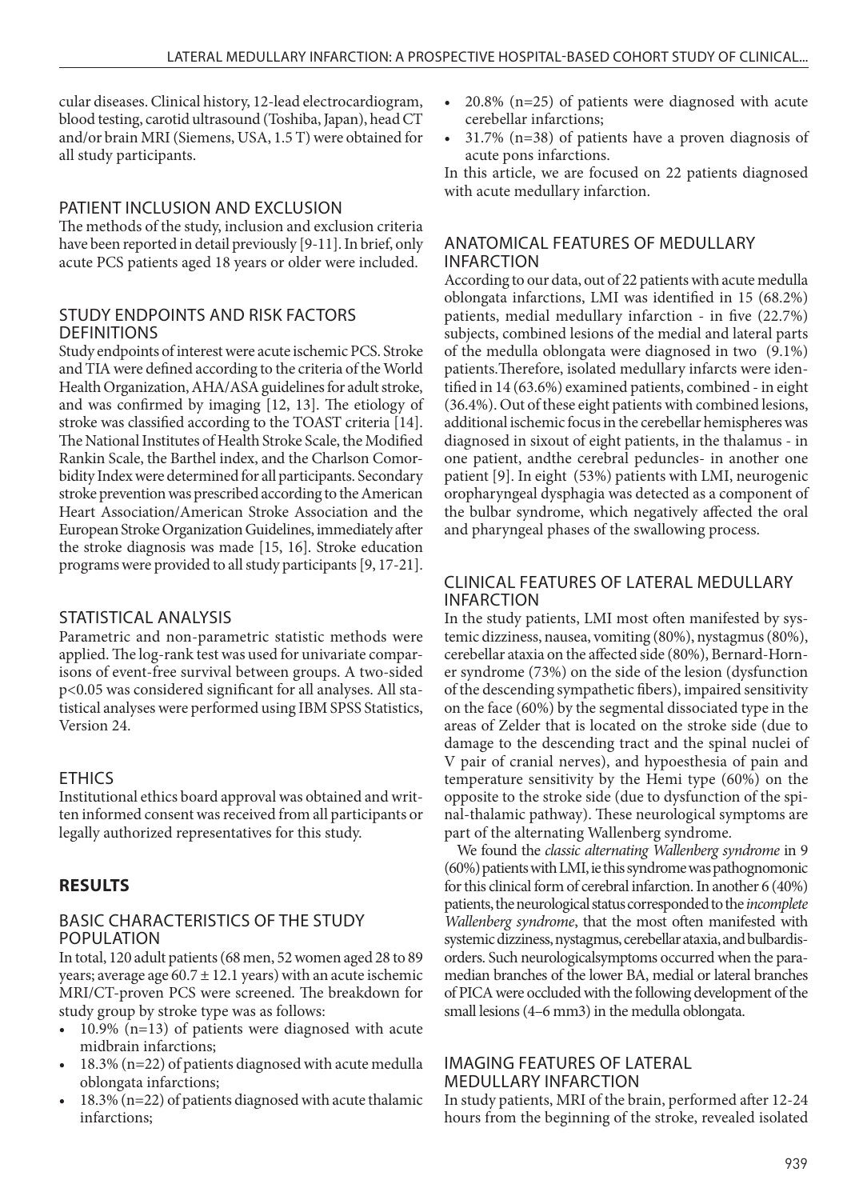cular diseases. Clinical history, 12-lead electrocardiogram, blood testing, carotid ultrasound (Toshiba, Japan), head CT and/or brain MRI (Siemens, USA, 1.5 T) were obtained for all study participants.

## PATIENT INCLUSION AND EXCLUSION

The methods of the study, inclusion and exclusion criteria have been reported in detail previously [9-11]. In brief, only acute PCS patients aged 18 years or older were included.

## STUDY ENDPOINTS AND RISK FACTORS DEFINITIONS

Study endpoints of interest were acute ischemic PCS. Stroke and TIA were defined according to the criteria of the World Health Organization, AHA/ASA guidelines for adult stroke, and was confirmed by imaging [12, 13]. The etiology of stroke was classified according to the TOAST criteria [14]. The National Institutes of Health Stroke Scale, the Modified Rankin Scale, the Barthel index, and the Charlson Comorbidity Index were determined for all participants. Secondary stroke prevention was prescribed according to the American Heart Association/American Stroke Association and the European Stroke Organization Guidelines, immediately after the stroke diagnosis was made [15, 16]. Stroke education programs were provided to all study participants [9, 17-21].

## STATISTICAL ANALYSIS

Parametric and non-parametric statistic methods were applied. The log-rank test was used for univariate comparisons of event-free survival between groups. A two-sided $p<0.05$ was considered significant for all analyses. All statistical analyses were performed using IBM SPSS Statistics, Version 24.

## ETHICS

Institutional ethics board approval was obtained and written informed consent was received from all participants or legally authorized representatives for this study.

# RESULTS

## BASIC CHARACTERISTICS OF THE STUDY POPULATION

In total, 120 adult patients (68 men, 52 women aged 28 to 89 years; average age $60.7 \pm 12.1$ years) with an acute ischemic MRI/CT-proven PCS were screened. The breakdown for study group by stroke type was as follows:

- 10.9% (n=13) of patients were diagnosed with acute midbrain infarctions;
- 18.3% (n=22) of patients diagnosed with acute medulla oblongata infarctions;
- 18.3% (n=22) of patients diagnosed with acute thalamic infarctions;
- 20.8% (n=25) of patients were diagnosed with acute cerebellar infarctions;
- 31.7% (n=38) of patients have a proven diagnosis of acute pons infarctions.

In this article, we are focused on 22 patients diagnosed with acute medullary infarction.

## ANATOMICAL FEATURES OF MEDULLARY INFARCTION

According to our data, out of 22 patients with acute medulla oblongata infarctions, LMI was identified in 15 (68.2%) patients, medial medullary infarction - in five (22.7%) subjects, combined lesions of the medial and lateral parts of the medulla oblongata were diagnosed in two (9.1%) patients.Therefore, isolated medullary infarcts were identified in 14 (63.6%) examined patients, combined - in eight (36.4%). Out of these eight patients with combined lesions, additional ischemic focus in the cerebellar hemispheres was diagnosed in sixout of eight patients, in the thalamus - in one patient, andthe cerebral peduncles- in another one patient [9]. In eight (53%) patients with LMI, neurogenic oropharyngeal dysphagia was detected as a component of the bulbar syndrome, which negatively affected the oral and pharyngeal phases of the swallowing process.

## CLINICAL FEATURES OF LATERAL MEDULLARY INFARCTION

In the study patients, LMI most often manifested by systemic dizziness, nausea, vomiting (80%), nystagmus (80%), cerebellar ataxia on the affected side (80%), Bernard-Horner syndrome (73%) on the side of the lesion (dysfunction of the descending sympathetic fibers), impaired sensitivity on the face (60%) by the segmental dissociated type in the areas of Zelder that is located on the stroke side (due to damage to the descending tract and the spinal nuclei of V pair of cranial nerves), and hypoesthesia of pain and temperature sensitivity by the Hemi type (60%) on the opposite to the stroke side (due to dysfunction of the spinal-thalamic pathway). These neurological symptoms are part of the alternating Wallenberg syndrome.

We found the *classic alternating Wallenberg syndrome* in 9 (60%) patients with LMI, ie this syndrome was pathognomonic for this clinical form of cerebral infarction. In another 6 (40%) patients, the neurological status corresponded to the *incomplete Wallenberg syndrome*, that the most often manifested with systemic dizziness, nystagmus, cerebellar ataxia, and bulbardisorders. Such neurologicalsymptoms occurred when the paramedian branches of the lower BA, medial or lateral branches of PICA were occluded with the following development of the small lesions (4–6 mm3) in the medulla oblongata.

## IMAGING FEATURES OF LATERAL MEDULLARY INFARCTION

In study patients, MRI of the brain, performed after 12-24 hours from the beginning of the stroke, revealed isolated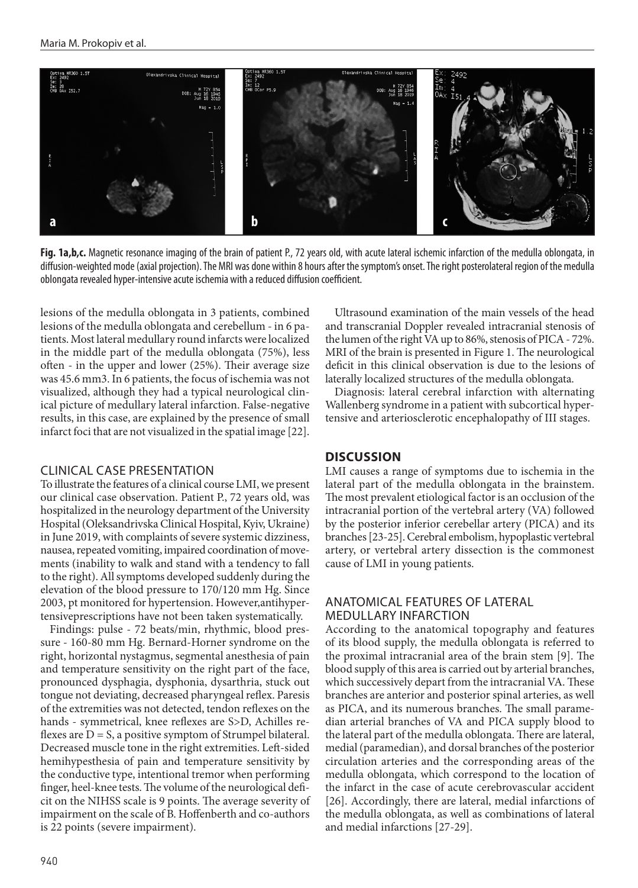**Fig. 1a,b,c.** Magnetic resonance imaging of the brain of patient P., 72 years old, with acute lateral ischemic infarction of the medulla oblongata, in diffusion-weighted mode (axial projection). The MRI was done within 8 hours after the symptom's onset. The right posterolateral region of the medulla oblongata revealed hyper-intensive acute ischemia with a reduced diffusion coefficient.

lesions of the medulla oblongata in 3 patients, combined lesions of the medulla oblongata and cerebellum - in 6 patients. Most lateral medullary round infarcts were localized in the middle part of the medulla oblongata (75%), less often - in the upper and lower (25%). Their average size was 45.6 mm3. In 6 patients, the focus of ischemia was not visualized, although they had a typical neurological clinical picture of medullary lateral infarction. False-negative results, in this case, are explained by the presence of small infarct foci that are not visualized in the spatial image [22].

## CLINICAL CASE PRESENTATION

To illustrate the features of a clinical course LMI, we present our clinical case observation. Patient P., 72 years old, was hospitalized in the neurology department of the University Hospital (Oleksandrivska Clinical Hospital, Kyiv, Ukraine) in June 2019, with complaints of severe systemic dizziness, nausea, repeated vomiting, impaired coordination of movements (inability to walk and stand with a tendency to fall to the right). All symptoms developed suddenly during the elevation of the blood pressure to 170/120 mm Hg. Since 2003, pt monitored for hypertension. However,antihypertensiveprescriptions have not been taken systematically.

Findings: pulse - 72 beats/min, rhythmic, blood pressure - 160-80 mm Hg. Bernard-Horner syndrome on the right, horizontal nystagmus, segmental anesthesia of pain and temperature sensitivity on the right part of the face, pronounced dysphagia, dysphonia, dysarthria, stuck out tongue not deviating, decreased pharyngeal reflex. Paresis of the extremities was not detected, tendon reflexes on the hands - symmetrical, knee reflexes are S>D, Achilles reflexes are D = S, a positive symptom of Strumpel bilateral. Decreased muscle tone in the right extremities. Left-sided hemihypesthesia of pain and temperature sensitivity by the conductive type, intentional tremor when performing finger, heel-knee tests. The volume of the neurological deficit on the NIHSS scale is 9 points. The average severity of impairment on the scale of B. Hoffenberth and co-authors is 22 points (severe impairment).

Ultrasound examination of the main vessels of the head and transcranial Doppler revealed intracranial stenosis of the lumen of the right VA up to 86%, stenosis of PICA - 72%. MRI of the brain is presented in Figure 1. The neurological deficit in this clinical observation is due to the lesions of laterally localized structures of the medulla oblongata.

Diagnosis: lateral cerebral infarction with alternating Wallenberg syndrome in a patient with subcortical hypertensive and arteriosclerotic encephalopathy of III stages.

## DISCUSSION

LMI causes a range of symptoms due to ischemia in the lateral part of the medulla oblongata in the brainstem. The most prevalent etiological factor is an occlusion of the intracranial portion of the vertebral artery (VA) followed by the posterior inferior cerebellar artery (PICA) and its branches [23-25]. Cerebral embolism, hypoplastic vertebral artery, or vertebral artery dissection is the commonest cause of LMI in young patients.

## ANATOMICAL FEATURES OF LATERAL MEDULLARY INFARCTION

According to the anatomical topography and features of its blood supply, the medulla oblongata is referred to the proximal intracranial area of the brain stem [9]. The blood supply of this area is carried out by arterial branches, which successively depart from the intracranial VA. These branches are anterior and posterior spinal arteries, as well as PICA, and its numerous branches. The small paramedian arterial branches of VA and PICA supply blood to the lateral part of the medulla oblongata. There are lateral, medial (paramedian), and dorsal branches of the posterior circulation arteries and the corresponding areas of the medulla oblongata, which correspond to the location of the infarct in the case of acute cerebrovascular accident [26]. Accordingly, there are lateral, medial infarctions of the medulla oblongata, as well as combinations of lateral and medial infarctions [27-29].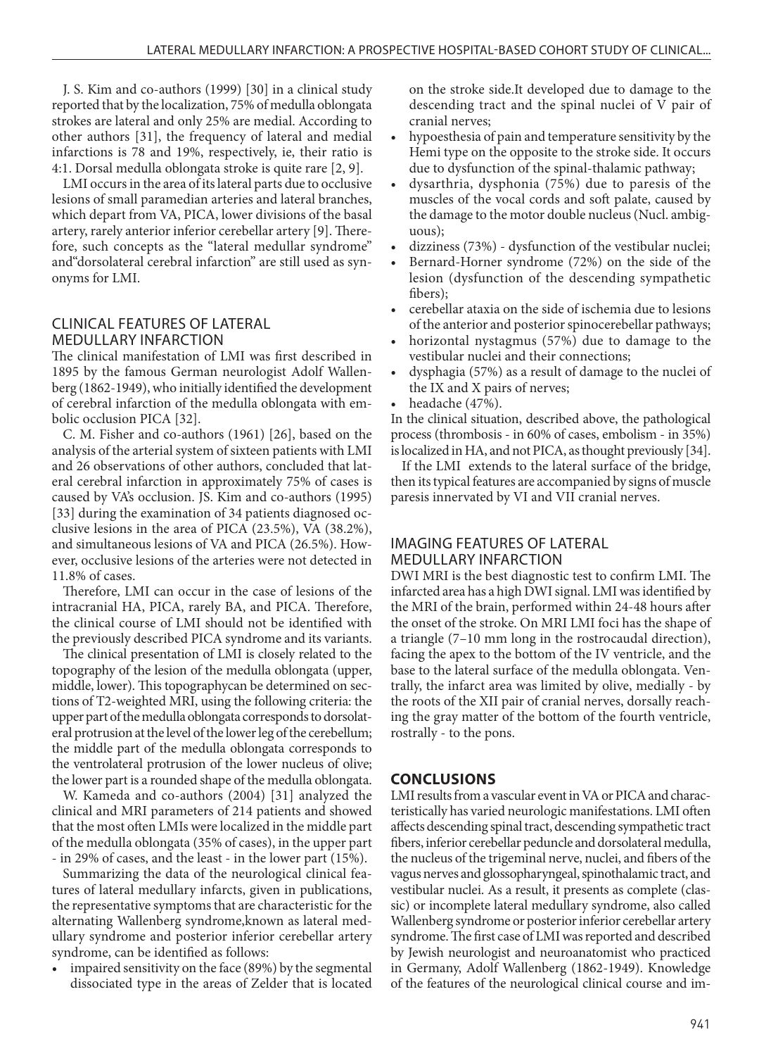J. S. Kim and co-authors (1999) [30] in a clinical study reported that by the localization, 75% of medulla oblongata strokes are lateral and only 25% are medial. According to other authors [31], the frequency of lateral and medial infarctions is 78 and 19%, respectively, ie, their ratio is 4:1. Dorsal medulla oblongata stroke is quite rare [2, 9].

LMI occurs in the area of its lateral parts due to occlusive lesions of small paramedian arteries and lateral branches, which depart from VA, PICA, lower divisions of the basal artery, rarely anterior inferior cerebellar artery [9]. Therefore, such concepts as the "lateral medullar syndrome" and"dorsolateral cerebral infarction" are still used as synonyms for LMI.

## CLINICAL FEATURES OF LATERAL MEDULLARY INFARCTION

The clinical manifestation of LMI was first described in 1895 by the famous German neurologist Adolf Wallenberg (1862-1949), who initially identified the development of cerebral infarction of the medulla oblongata with embolic occlusion PICA [32].

C. M. Fisher and co-authors (1961) [26], based on the analysis of the arterial system of sixteen patients with LMI and 26 observations of other authors, concluded that lateral cerebral infarction in approximately 75% of cases is caused by VA's occlusion. JS. Kim and co-authors (1995) [33] during the examination of 34 patients diagnosed occlusive lesions in the area of PICA (23.5%), VA (38.2%), and simultaneous lesions of VA and PICA (26.5%). However, occlusive lesions of the arteries were not detected in 11.8% of cases.

Therefore, LMI can occur in the case of lesions of the intracranial HA, PICA, rarely BA, and PICA. Therefore, the clinical course of LMI should not be identified with the previously described PICA syndrome and its variants.

The clinical presentation of LMI is closely related to the topography of the lesion of the medulla oblongata (upper, middle, lower). This topographycan be determined on sections of T2-weighted MRI, using the following criteria: the upper part of the medulla oblongata corresponds to dorsolateral protrusion at the level of the lower leg of the cerebellum; the middle part of the medulla oblongata corresponds to the ventrolateral protrusion of the lower nucleus of olive; the lower part is a rounded shape of the medulla oblongata.

W. Kameda and co-authors (2004) [31] analyzed the clinical and MRI parameters of 214 patients and showed that the most often LMIs were localized in the middle part of the medulla oblongata (35% of cases), in the upper part - in 29% of cases, and the least - in the lower part (15%).

Summarizing the data of the neurological clinical features of lateral medullary infarcts, given in publications, the representative symptoms that are characteristic for the alternating Wallenberg syndrome,known as lateral medullary syndrome and posterior inferior cerebellar artery syndrome, can be identified as follows:

- impaired sensitivity on the face (89%) by the segmental dissociated type in the areas of Zelder that is located on the stroke side.It developed due to damage to the descending tract and the spinal nuclei of V pair of cranial nerves;
- hypoesthesia of pain and temperature sensitivity by the Hemi type on the opposite to the stroke side. It occurs due to dysfunction of the spinal-thalamic pathway;
- dysarthria, dysphonia (75%) due to paresis of the muscles of the vocal cords and soft palate, caused by the damage to the motor double nucleus (Nucl. ambiguous);
- dizziness (73%) - dysfunction of the vestibular nuclei;
- Bernard-Horner syndrome (72%) on the side of the lesion (dysfunction of the descending sympathetic fibers);
- cerebellar ataxia on the side of ischemia due to lesions of the anterior and posterior spinocerebellar pathways;
- horizontal nystagmus (57%) due to damage to the vestibular nuclei and their connections;
- dysphagia (57%) as a result of damage to the nuclei of the IX and X pairs of nerves;
- headache (47%).

In the clinical situation, described above, the pathological process (thrombosis - in 60% of cases, embolism - in 35%) is localized in HA, and not PICA, as thought previously [34].

If the LMI extends to the lateral surface of the bridge, then its typical features are accompanied by signs of muscle paresis innervated by VI and VII cranial nerves.

## IMAGING FEATURES OF LATERAL MEDULLARY INFARCTION

DWI MRI is the best diagnostic test to confirm LMI. The infarcted area has a high DWI signal. LMI was identified by the MRI of the brain, performed within 24-48 hours after the onset of the stroke. On MRI LMI foci has the shape of a triangle (7–10 mm long in the rostrocaudal direction), facing the apex to the bottom of the IV ventricle, and the base to the lateral surface of the medulla oblongata. Ventrally, the infarct area was limited by olive, medially - by the roots of the XII pair of cranial nerves, dorsally reaching the gray matter of the bottom of the fourth ventricle, rostrally - to the pons.

## CONCLUSIONS

LMI results from a vascular event in VA or PICA and characteristically has varied neurologic manifestations. LMI often affects descending spinal tract, descending sympathetic tract fibers, inferior cerebellar peduncle and dorsolateral medulla, the nucleus of the trigeminal nerve, nuclei, and fibers of the vagus nerves and glossopharyngeal, spinothalamic tract, and vestibular nuclei. As a result, it presents as complete (classic) or incomplete lateral medullary syndrome, also called Wallenberg syndrome or posterior inferior cerebellar artery syndrome. The first case of LMI was reported and described by Jewish neurologist and neuroanatomist who practiced in Germany, Adolf Wallenberg (1862-1949). Knowledge of the features of the neurological clinical course and im-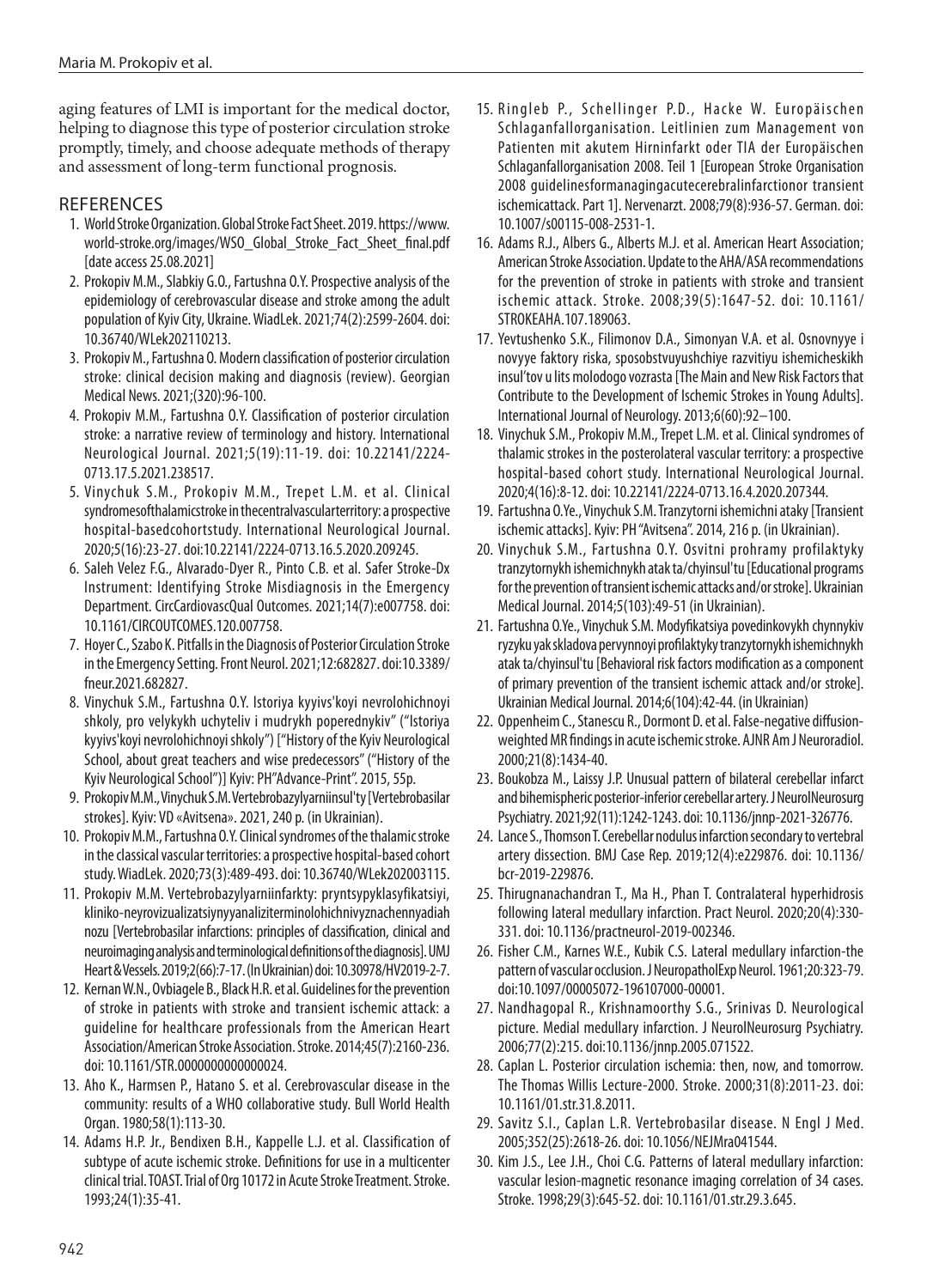aging features of LMI is important for the medical doctor, helping to diagnose this type of posterior circulation stroke promptly, timely, and choose adequate methods of therapy and assessment of long-term functional prognosis.

## REFERENCES

1. World Stroke Organization. Global Stroke Fact Sheet. 2019. https://www.world-stroke.org/images/WSO_Global_Stroke_Fact_Sheet_final.pdf [date access 25.08.2021]
2. Prokopiv M.M., Slabkiy G.O., Fartushna O.Y. Prospective analysis of the epidemiology of cerebrovascular disease and stroke among the adult population of Kyiv City, Ukraine. WiadLek. 2021;74(2):2599-2604. doi: 10.36740/WLek202110213.
3. Prokopiv M., Fartushna O. Modern classification of posterior circulation stroke: clinical decision making and diagnosis (review). Georgian Medical News. 2021;(320):96-100.
4. Prokopiv M.M., Fartushna O.Y. Classification of posterior circulation stroke: a narrative review of terminology and history. International Neurological Journal. 2021;5(19):11-19. doi: 10.22141/2224-0713.17.5.2021.238517.
5. Vinychuk S.M., Prokopiv M.M., Trepet L.M. et al. Clinical syndromesofthalamicstroke in thecentralvascularterritory: a prospective hospital-basedcohortstudy. International Neurological Journal. 2020;5(16):23-27. doi:10.22141/2224-0713.16.5.2020.209245.
6. Saleh Velez F.G., Alvarado-Dyer R., Pinto C.B. et al. Safer Stroke-Dx Instrument: Identifying Stroke Misdiagnosis in the Emergency Department. CircCardiovascQual Outcomes. 2021;14(7):e007758. doi: 10.1161/CIRCOUTCOMES.120.007758.
7. Hoyer C., Szabo K. Pitfalls in the Diagnosis of Posterior Circulation Stroke in the Emergency Setting. Front Neurol. 2021;12:682827. doi:10.3389/fneur.2021.682827.
8. Vinychuk S.M., Fartushna O.Y. Istoriya kyyivs'koyi nevrolohichnoyi shkoly, pro velykykh uchyteliv i mudrykh poperednykiv" ("Istoriya kyyivs'koyi nevrolohichnoyi shkoly") ["History of the Kyiv Neurological School, about great teachers and wise predecessors" ("History of the Kyiv Neurological School")] Kyiv: PH"Advance-Print". 2015, 55p.
9. Prokopiv M.M., Vinychuk S.M. Vertebrobazylyarniinsul'ty [Vertebrobasilar strokes]. Kyiv: VD «Avitsena». 2021, 240 p. (in Ukrainian).
10. Prokopiv M.M., Fartushna O.Y. Clinical syndromes of the thalamic stroke in the classical vascular territories: a prospective hospital-based cohort study. WiadLek. 2020;73(3):489-493. doi: 10.36740/WLek202003115.
11. Prokopiv M.M. Vertebrobazylyarniinfarkty: pryntsypyklasyfikatsiyi, kliniko-neyrovizualizatsiynyyanaliziterminolohichnivyznachennyadiahnozu [Vertebrobasilar infarctions: principles of classification, clinical and neuroimaging analysis and terminological definitions of the diagnosis]. UMJ Heart & Vessels. 2019;2(66):7-17. (In Ukrainian) doi: 10.30978/HV2019-2-7.
12. Kernan W.N., Ovbiagele B., Black H.R. et al. Guidelines for the prevention of stroke in patients with stroke and transient ischemic attack: a guideline for healthcare professionals from the American Heart Association/American Stroke Association. Stroke. 2014;45(7):2160-236. doi: 10.1161/STR.0000000000000024.
13. Aho K., Harmsen P., Hatano S. et al. Cerebrovascular disease in the community: results of a WHO collaborative study. Bull World Health Organ. 1980;58(1):113-30.
14. Adams H.P. Jr., Bendixen B.H., Kappelle L.J. et al. Classification of subtype of acute ischemic stroke. Definitions for use in a multicenter clinical trial. TOAST. Trial of Org 10172 in Acute Stroke Treatment. Stroke. 1993;24(1):35-41.
15. Ringleb P., Schellinger P.D., Hacke W. Europäischen Schlaganfallorganisation. Leitlinien zum Management von Patienten mit akutem Hirninfarkt oder TIA der Europäischen Schlaganfallorganisation 2008. Teil 1 [European Stroke Organisation 2008 guidelinesformanagingacutecerebralinfarctionor transient ischemicattack. Part 1]. Nervenarzt. 2008;79(8):936-57. German. doi: 10.1007/s00115-008-2531-1.
16. Adams R.J., Albers G., Alberts M.J. et al. American Heart Association; American Stroke Association. Update to the AHA/ASA recommendations for the prevention of stroke in patients with stroke and transient ischemic attack. Stroke. 2008;39(5):1647-52. doi: 10.1161/STROKEAHA.107.189063.
17. Yevtushenko S.K., Filimonov D.A., Simonyan V.A. et al. Osnovnyye i novyye faktory riska, sposobstvuyushchiye razvitiyu ishemicheskikh insul'tov u lits molodogo vozrasta [The Main and New Risk Factors that Contribute to the Development of Ischemic Strokes in Young Adults]. International Journal of Neurology. 2013;6(60):92–100.
18. Vinychuk S.M., Prokopiv M.M., Trepet L.M. et al. Clinical syndromes of thalamic strokes in the posterolateral vascular territory: a prospective hospital-based cohort study. International Neurological Journal. 2020;4(16):8-12. doi: 10.22141/2224-0713.16.4.2020.207344.
19. Fartushna O.Ye., Vinychuk S.M. Tranzytorni ishemichni ataky [Transient ischemic attacks]. Kyiv: PH "Avitsena". 2014, 216 p. (in Ukrainian).
20. Vinychuk S.M., Fartushna O.Y. Osvitni prohramy profilaktyky tranzytornykh ishemichnykh atak ta/chyinsul'tu [Educational programs for the prevention of transient ischemic attacks and/or stroke]. Ukrainian Medical Journal. 2014;5(103):49-51 (in Ukrainian).
21. Fartushna O.Ye., Vinychuk S.M. Modyfikatsiya povedinkovykh chynnykiv ryzyku yak skladova pervynnoyi profilaktyky tranzytornykh ishemichnykh atak ta/chyinsul'tu [Behavioral risk factors modification as a component of primary prevention of the transient ischemic attack and/or stroke]. Ukrainian Medical Journal. 2014;6(104):42-44. (in Ukrainian)
22. Oppenheim C., Stanescu R., Dormont D. et al. False-negative diffusion-weighted MR findings in acute ischemic stroke. AJNR Am J Neuroradiol. 2000;21(8):1434-40.
23. Boukobza M., Laissy J.P. Unusual pattern of bilateral cerebellar infarct and bihemispheric posterior-inferior cerebellar artery. J NeurolNeurosurg Psychiatry. 2021;92(11):1242-1243. doi: 10.1136/jnnp-2021-326776.
24. Lance S., Thomson T. Cerebellar nodulus infarction secondary to vertebral artery dissection. BMJ Case Rep. 2019;12(4):e229876. doi: 10.1136/bcr-2019-229876.
25. Thirugnanachandran T., Ma H., Phan T. Contralateral hyperhidrosis following lateral medullary infarction. Pract Neurol. 2020;20(4):330-331. doi: 10.1136/practneurol-2019-002346.
26. Fisher C.M., Karnes W.E., Kubik C.S. Lateral medullary infarction-the pattern of vascular occlusion. J NeuropatholExp Neurol. 1961;20:323-79. doi:10.1097/00005072-196107000-00001.
27. Nandhagopal R., Krishnamoorthy S.G., Srinivas D. Neurological picture. Medial medullary infarction. J NeurolNeurosurg Psychiatry. 2006;77(2):215. doi:10.1136/jnnp.2005.071522.
28. Caplan L. Posterior circulation ischemia: then, now, and tomorrow. The Thomas Willis Lecture-2000. Stroke. 2000;31(8):2011-23. doi: 10.1161/01.str.31.8.2011.
29. Savitz S.I., Caplan L.R. Vertebrobasilar disease. N Engl J Med. 2005;352(25):2618-26. doi: 10.1056/NEJMra041544.
30. Kim J.S., Lee J.H., Choi C.G. Patterns of lateral medullary infarction: vascular lesion-magnetic resonance imaging correlation of 34 cases. Stroke. 1998;29(3):645-52. doi: 10.1161/01.str.29.3.645.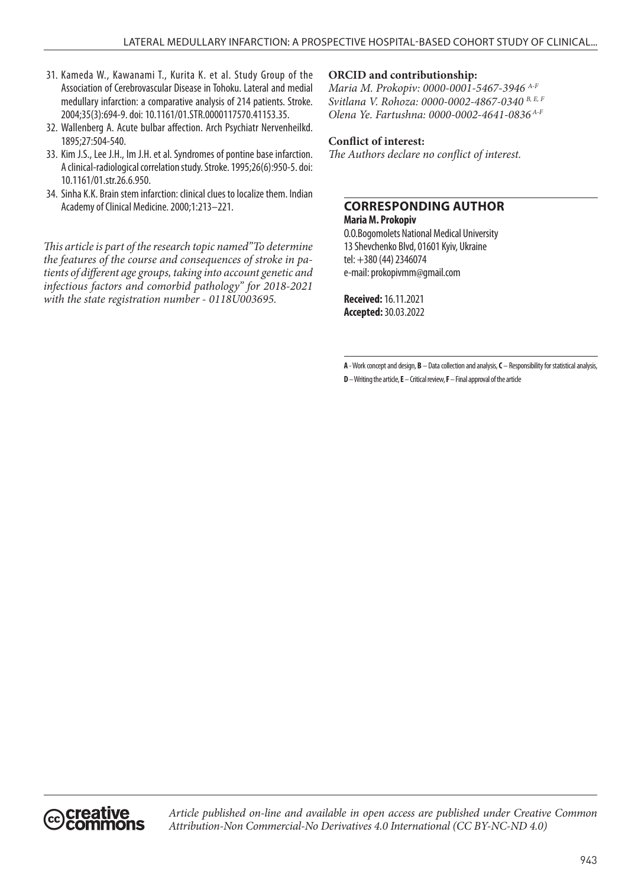31. Kameda W., Kawanami T., Kurita K. et al. Study Group of the Association of Cerebrovascular Disease in Tohoku. Lateral and medial medullary infarction: a comparative analysis of 214 patients. Stroke. 2004;35(3):694-9. doi: 10.1161/01.STR.0000117570.41153.35.
32. Wallenberg A. Acute bulbar affection. Arch Psychiatr Nervenheilkd. 1895;27:504-540.
33. Kim J.S., Lee J.H., Im J.H. et al. Syndromes of pontine base infarction. A clinical-radiological correlation study. Stroke. 1995;26(6):950-5. doi: 10.1161/01.str.26.6.950.
34. Sinha K.K. Brain stem infarction: clinical clues to localize them. Indian Academy of Clinical Medicine. 2000;1:213–221.

*This article is part of the research topic named"To determine the features of the course and consequences of stroke in patients of different age groups, taking into account genetic and infectious factors and comorbid pathology" for 2018-2021 with the state registration number - 0118U003695.*

**ORCID and contributionship:**

*Maria M. Prokopiv: 0000-0001-5467-3946 [A-F]*
*Svitlana V. Rohoza: 0000-0002-4867-0340 [B, E, F]*
*Olena Ye. Fartushna: 0000-0002-4641-0836 [A-F]*

**Conflict of interest:**

*The Authors declare no conflict of interest.*

## CORRESPONDING AUTHOR

**Maria M. Prokopiv**
O.O.Bogomolets National Medical University
13 Shevchenko Blvd, 01601 Kyiv, Ukraine
tel: +380 (44) 2346074
e-mail: prokopivmm@gmail.com

**Received:** 16.11.2021
**Accepted:** 30.03.2022

**A** - Work concept and design, **B** – Data collection and analysis, **C** – Responsibility for statistical analysis,
**D** – Writing the article, **E** – Critical review, **F** – Final approval of the article

*Article published on-line and available in open access are published under Creative Common Attribution-Non Commercial-No Derivatives 4.0 International (CC BY-NC-ND 4.0)*